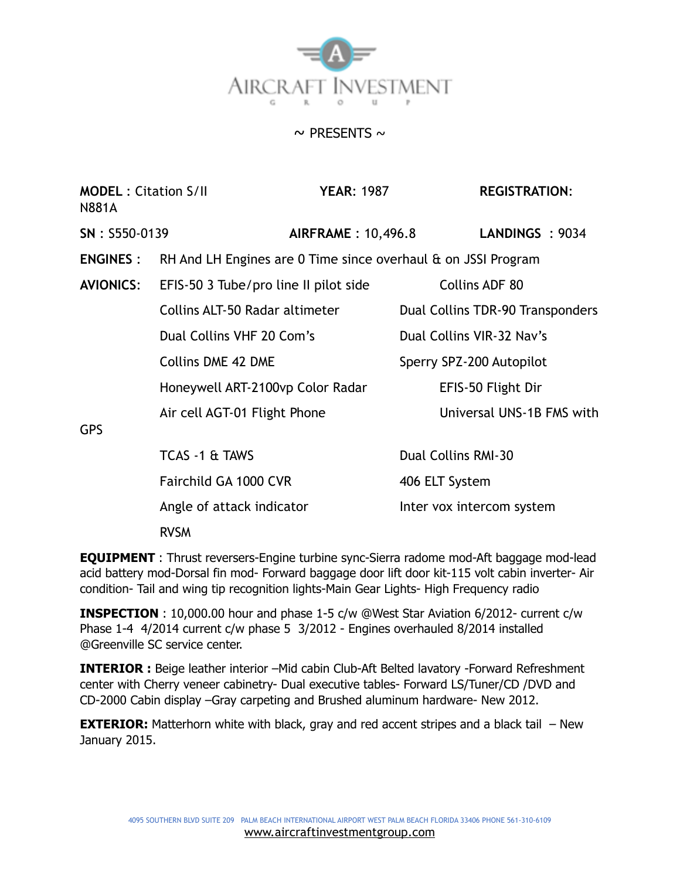# Aircraft Investment Group

~ PRESENTS ~

**MODEL** : Citation S/II **YEAR**: 1987 **REGISTRATION**: N881A

**SN** : S550-0139 **AIRFRAME** : 10,496.8 **LANDINGS** : 9034

**ENGINES** : RH And LH Engines are 0 Time since overhaul & on JSSI Program

**AVIONICS**:

| | |
|---|---|
| EFIS-50 3 Tube/pro line II pilot side | Collins ADF 80 |
| Collins ALT-50 Radar altimeter | Dual Collins TDR-90 Transponders |
| Dual Collins VHF 20 Com's | Dual Collins VIR-32 Nav's |
| Collins DME 42 DME | Sperry SPZ-200 Autopilot |
| Honeywell ART-2100vp Color Radar | EFIS-50 Flight Dir |
| Air cell AGT-01 Flight Phone | Universal UNS-1B FMS with GPS |
| TCAS -1 & TAWS | Dual Collins RMI-30 |
| Fairchild GA 1000 CVR | 406 ELT System |
| Angle of attack indicator | Inter vox intercom system |
| RVSM | |

**EQUIPMENT** : Thrust reversers-Engine turbine sync-Sierra radome mod-Aft baggage mod-lead acid battery mod-Dorsal fin mod- Forward baggage door lift door kit-115 volt cabin inverter- Air condition- Tail and wing tip recognition lights-Main Gear Lights- High Frequency radio

**INSPECTION** : 10,000.00 hour and phase 1-5 c/w @West Star Aviation 6/2012- current c/w Phase 1-4 4/2014 current c/w phase 5 3/2012 - Engines overhauled 8/2014 installed @Greenville SC service center.

**INTERIOR :** Beige leather interior –Mid cabin Club-Aft Belted lavatory -Forward Refreshment center with Cherry veneer cabinetry- Dual executive tables- Forward LS/Tuner/CD /DVD and CD-2000 Cabin display –Gray carpeting and Brushed aluminum hardware- New 2012.

**EXTERIOR:** Matterhorn white with black, gray and red accent stripes and a black tail – New January 2015.

4095 SOUTHERN BLVD SUITE 209 PALM BEACH INTERNATIONAL AIRPORT WEST PALM BEACH FLORIDA 33406 PHONE 561-310-6109
www.aircraftinvestmentgroup.com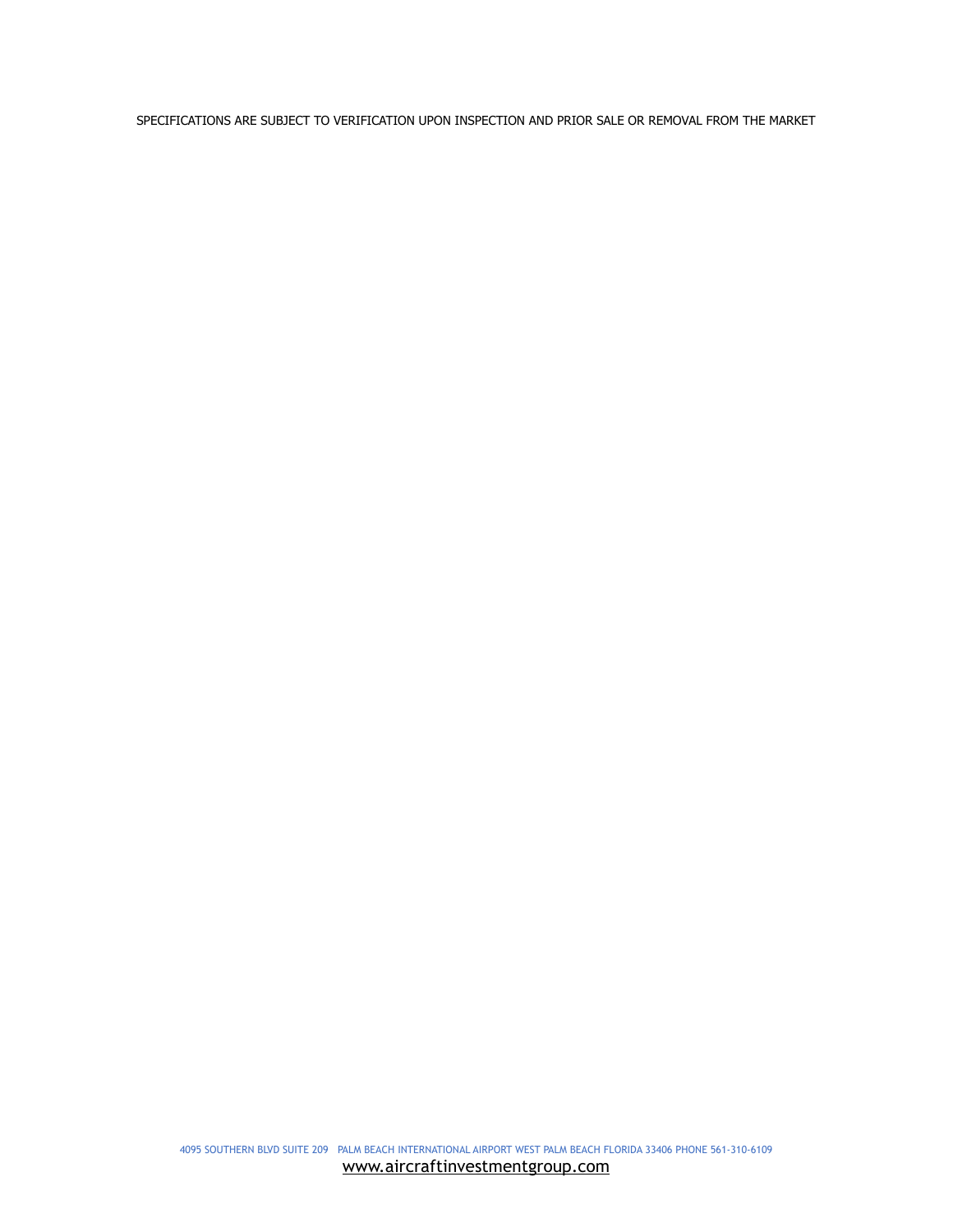SPECIFICATIONS ARE SUBJECT TO VERIFICATION UPON INSPECTION AND PRIOR SALE OR REMOVAL FROM THE MARKET

4095 SOUTHERN BLVD SUITE 209 PALM BEACH INTERNATIONAL AIRPORT WEST PALM BEACH FLORIDA 33406 PHONE 561-310-6109

www.aircraftinvestmentgroup.com